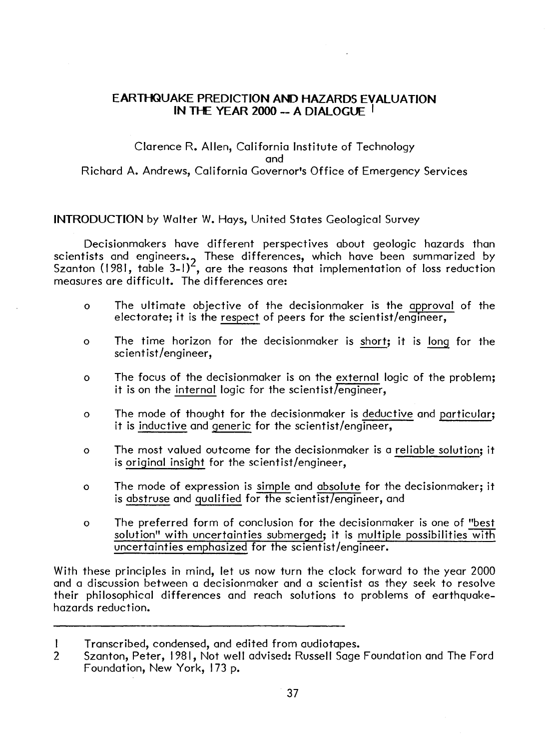# EARTHQUAKE PREDICTION AND HAZARDS EVALUATION IN THE YEAR 2000 -- A DIALOGUE [1]

Clarence R. Allen, California Institute of Technology
and
Richard A. Andrews, California Governor's Office of Emergency Services

**INTRODUCTION** by Walter W. Hays, United States Geological Survey

Decisionmakers have different perspectives about geologic hazards than scientists and engineers. These differences, which have been summarized by Szanton (1981, table 3-1)[2], are the reasons that implementation of loss reduction measures are difficult. The differences are:

- The ultimate objective of the decisionmaker is the approval of the electorate; it is the respect of peers for the scientist/engineer,
- The time horizon for the decisionmaker is short; it is long for the scientist/engineer,
- The focus of the decisionmaker is on the external logic of the problem; it is on the internal logic for the scientist/engineer,
- The mode of thought for the decisionmaker is deductive and particular; it is inductive and generic for the scientist/engineer,
- The most valued outcome for the decisionmaker is a reliable solution; it is original insight for the scientist/engineer,
- The mode of expression is simple and absolute for the decisionmaker; it is abstruse and qualified for the scientist/engineer, and
- The preferred form of conclusion for the decisionmaker is one of "best solution" with uncertainties submerged; it is multiple possibilities with uncertainties emphasized for the scientist/engineer.

With these principles in mind, let us now turn the clock forward to the year 2000 and a discussion between a decisionmaker and a scientist as they seek to resolve their philosophical differences and reach solutions to problems of earthquake-hazards reduction.

---

1 Transcribed, condensed, and edited from audiotapes.

2 Szanton, Peter, 1981, Not well advised: Russell Sage Foundation and The Ford Foundation, New York, 173 p.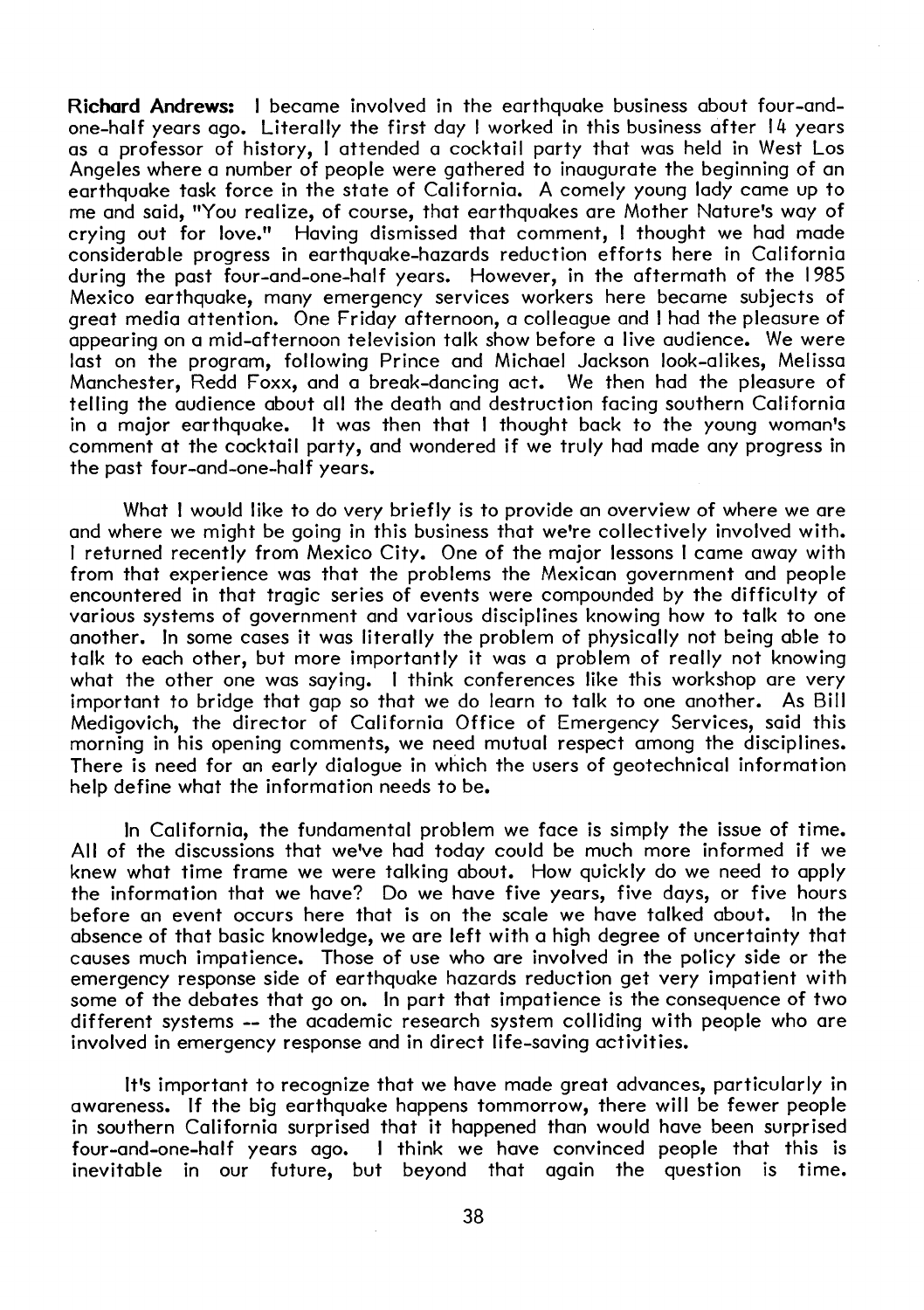**Richard Andrews:** I became involved in the earthquake business about four-and-one-half years ago. Literally the first day I worked in this business after 14 years as a professor of history, I attended a cocktail party that was held in West Los Angeles where a number of people were gathered to inaugurate the beginning of an earthquake task force in the state of California. A comely young lady came up to me and said, "You realize, of course, that earthquakes are Mother Nature's way of crying out for love." Having dismissed that comment, I thought we had made considerable progress in earthquake-hazards reduction efforts here in California during the past four-and-one-half years. However, in the aftermath of the 1985 Mexico earthquake, many emergency services workers here became subjects of great media attention. One Friday afternoon, a colleague and I had the pleasure of appearing on a mid-afternoon television talk show before a live audience. We were last on the program, following Prince and Michael Jackson look-alikes, Melissa Manchester, Redd Foxx, and a break-dancing act. We then had the pleasure of telling the audience about all the death and destruction facing southern California in a major earthquake. It was then that I thought back to the young woman's comment at the cocktail party, and wondered if we truly had made any progress in the past four-and-one-half years.

What I would like to do very briefly is to provide an overview of where we are and where we might be going in this business that we're collectively involved with. I returned recently from Mexico City. One of the major lessons I came away with from that experience was that the problems the Mexican government and people encountered in that tragic series of events were compounded by the difficulty of various systems of government and various disciplines knowing how to talk to one another. In some cases it was literally the problem of physically not being able to talk to each other, but more importantly it was a problem of really not knowing what the other one was saying. I think conferences like this workshop are very important to bridge that gap so that we do learn to talk to one another. As Bill Medigovich, the director of California Office of Emergency Services, said this morning in his opening comments, we need mutual respect among the disciplines. There is need for an early dialogue in which the users of geotechnical information help define what the information needs to be.

In California, the fundamental problem we face is simply the issue of time. All of the discussions that we've had today could be much more informed if we knew what time frame we were talking about. How quickly do we need to apply the information that we have? Do we have five years, five days, or five hours before an event occurs here that is on the scale we have talked about. In the absence of that basic knowledge, we are left with a high degree of uncertainty that causes much impatience. Those of use who are involved in the policy side or the emergency response side of earthquake hazards reduction get very impatient with some of the debates that go on. In part that impatience is the consequence of two different systems -- the academic research system colliding with people who are involved in emergency response and in direct life-saving activities.

It's important to recognize that we have made great advances, particularly in awareness. If the big earthquake happens tommorrow, there will be fewer people in southern California surprised that it happened than would have been surprised four-and-one-half years ago. I think we have convinced people that this is inevitable in our future, but beyond that again the question is time.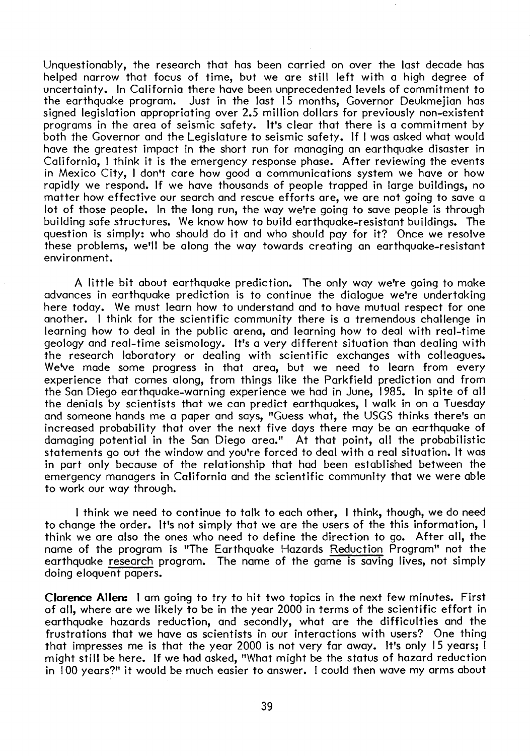Unquestionably, the research that has been carried on over the last decade has helped narrow that focus of time, but we are still left with a high degree of uncertainty. In California there have been unprecedented levels of commitment to the earthquake program. Just in the last 15 months, Governor Deukmejian has signed legislation appropriating over 2.5 million dollars for previously non-existent programs in the area of seismic safety. It's clear that there is a commitment by both the Governor and the Legislature to seismic safety. If I was asked what would have the greatest impact in the short run for managing an earthquake disaster in California, I think it is the emergency response phase. After reviewing the events in Mexico City, I don't care how good a communications system we have or how rapidly we respond. If we have thousands of people trapped in large buildings, no matter how effective our search and rescue efforts are, we are not going to save a lot of those people. In the long run, the way we're going to save people is through building safe structures. We know how to build earthquake-resistant buildings. The question is simply: who should do it and who should pay for it? Once we resolve these problems, we'll be along the way towards creating an earthquake-resistant environment.

A little bit about earthquake prediction. The only way we're going to make advances in earthquake prediction is to continue the dialogue we're undertaking here today. We must learn how to understand and to have mutual respect for one another. I think for the scientific community there is a tremendous challenge in learning how to deal in the public arena, and learning how to deal with real-time geology and real-time seismology. It's a very different situation than dealing with the research laboratory or dealing with scientific exchanges with colleagues. We've made some progress in that area, but we need to learn from every experience that comes along, from things like the Parkfield prediction and from the San Diego earthquake-warning experience we had in June, 1985. In spite of all the denials by scientists that we can predict earthquakes, I walk in on a Tuesday and someone hands me a paper and says, "Guess what, the USGS thinks there's an increased probability that over the next five days there may be an earthquake of damaging potential in the San Diego area." At that point, all the probabilistic statements go out the window and you're forced to deal with a real situation. It was in part only because of the relationship that had been established between the emergency managers in California and the scientific community that we were able to work our way through.

I think we need to continue to talk to each other, I think, though, we do need to change the order. It's not simply that we are the users of the this information, I think we are also the ones who need to define the direction to go. After all, the name of the program is "The Earthquake Hazards Reduction Program" not the earthquake research program. The name of the game is saving lives, not simply doing eloquent papers.

**Clarence Allen:** I am going to try to hit two topics in the next few minutes. First of all, where are we likely to be in the year 2000 in terms of the scientific effort in earthquake hazards reduction, and secondly, what are the difficulties and the frustrations that we have as scientists in our interactions with users? One thing that impresses me is that the year 2000 is not very far away. It's only 15 years; I might still be here. If we had asked, "What might be the status of hazard reduction in 100 years?" it would be much easier to answer. I could then wave my arms about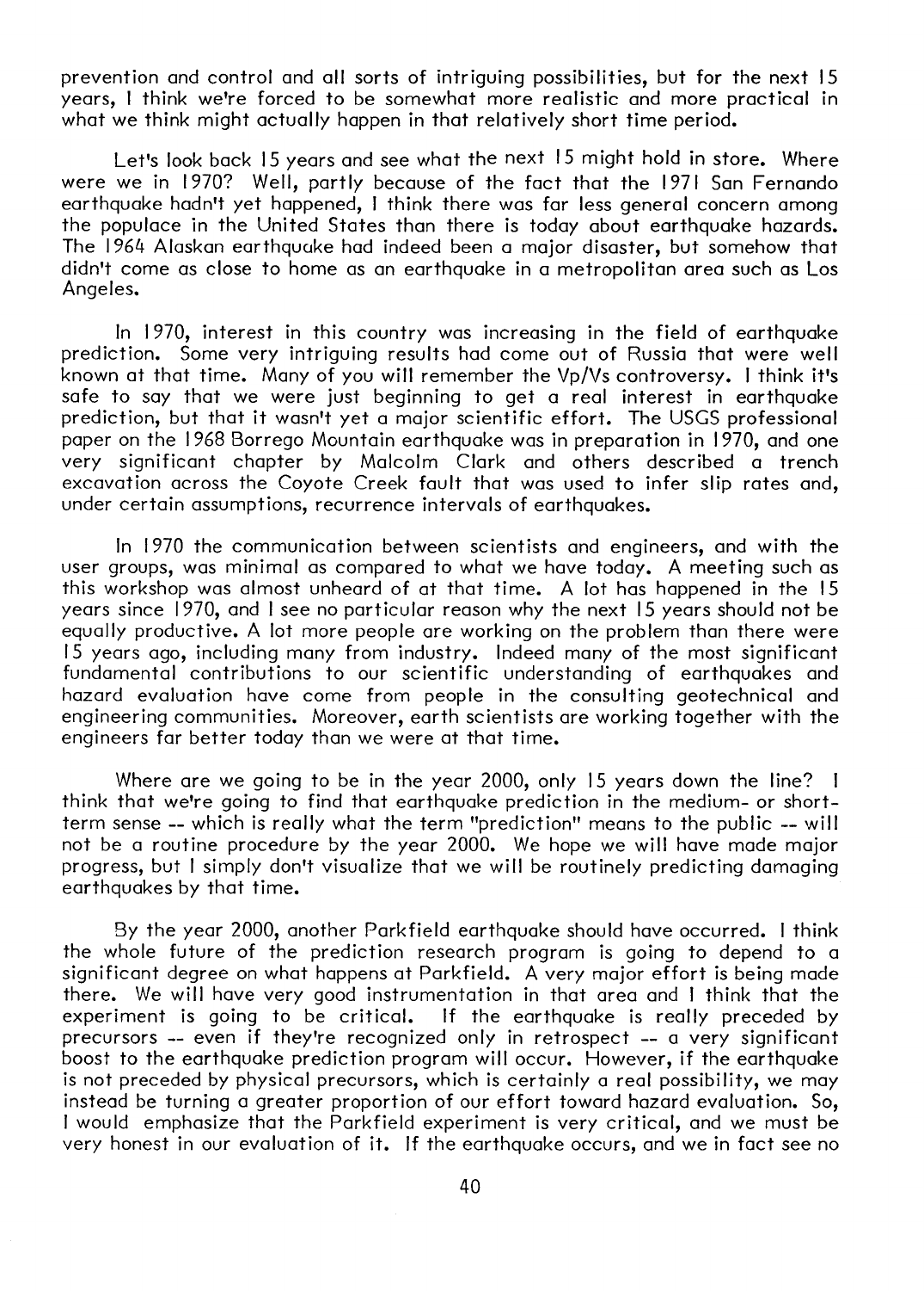prevention and control and all sorts of intriguing possibilities, but for the next 15 years, I think we're forced to be somewhat more realistic and more practical in what we think might actually happen in that relatively short time period.

Let's look back 15 years and see what the next 15 might hold in store. Where were we in 1970? Well, partly because of the fact that the 1971 San Fernando earthquake hadn't yet happened, I think there was far less general concern among the populace in the United States than there is today about earthquake hazards. The 1964 Alaskan earthquake had indeed been a major disaster, but somehow that didn't come as close to home as an earthquake in a metropolitan area such as Los Angeles.

In 1970, interest in this country was increasing in the field of earthquake prediction. Some very intriguing results had come out of Russia that were well known at that time. Many of you will remember the Vp/Vs controversy. I think it's safe to say that we were just beginning to get a real interest in earthquake prediction, but that it wasn't yet a major scientific effort. The USGS professional paper on the 1968 Borrego Mountain earthquake was in preparation in 1970, and one very significant chapter by Malcolm Clark and others described a trench excavation across the Coyote Creek fault that was used to infer slip rates and, under certain assumptions, recurrence intervals of earthquakes.

In 1970 the communication between scientists and engineers, and with the user groups, was minimal as compared to what we have today. A meeting such as this workshop was almost unheard of at that time. A lot has happened in the 15 years since 1970, and I see no particular reason why the next 15 years should not be equally productive. A lot more people are working on the problem than there were 15 years ago, including many from industry. Indeed many of the most significant fundamental contributions to our scientific understanding of earthquakes and hazard evaluation have come from people in the consulting geotechnical and engineering communities. Moreover, earth scientists are working together with the engineers far better today than we were at that time.

Where are we going to be in the year 2000, only 15 years down the line? I think that we're going to find that earthquake prediction in the medium- or short-term sense -- which is really what the term "prediction" means to the public -- will not be a routine procedure by the year 2000. We hope we will have made major progress, but I simply don't visualize that we will be routinely predicting damaging earthquakes by that time.

By the year 2000, another Parkfield earthquake should have occurred. I think the whole future of the prediction research program is going to depend to a significant degree on what happens at Parkfield. A very major effort is being made there. We will have very good instrumentation in that area and I think that the experiment is going to be critical. If the earthquake is really preceded by precursors -- even if they're recognized only in retrospect -- a very significant boost to the earthquake prediction program will occur. However, if the earthquake is not preceded by physical precursors, which is certainly a real possibility, we may instead be turning a greater proportion of our effort toward hazard evaluation. So, I would emphasize that the Parkfield experiment is very critical, and we must be very honest in our evaluation of it. If the earthquake occurs, and we in fact see no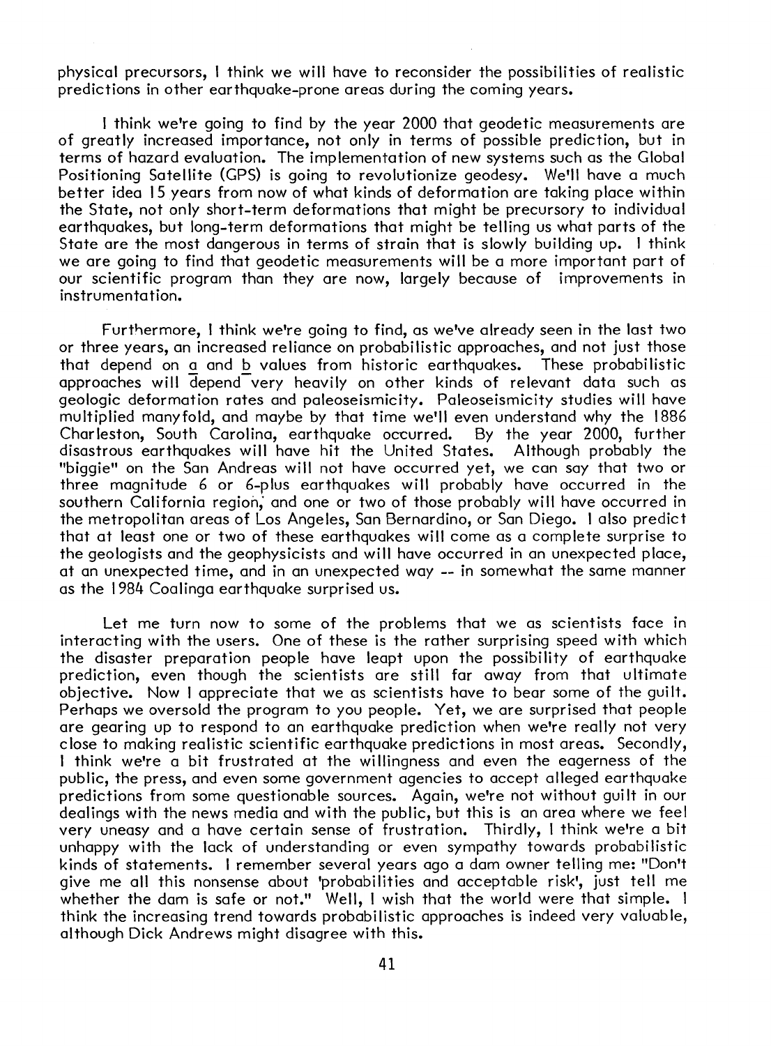physical precursors, I think we will have to reconsider the possibilities of realistic predictions in other earthquake-prone areas during the coming years.

I think we're going to find by the year 2000 that geodetic measurements are of greatly increased importance, not only in terms of possible prediction, but in terms of hazard evaluation. The implementation of new systems such as the Global Positioning Satellite (GPS) is going to revolutionize geodesy. We'll have a much better idea 15 years from now of what kinds of deformation are taking place within the State, not only short-term deformations that might be precursory to individual earthquakes, but long-term deformations that might be telling us what parts of the State are the most dangerous in terms of strain that is slowly building up. I think we are going to find that geodetic measurements will be a more important part of our scientific program than they are now, largely because of improvements in instrumentation.

Furthermore, I think we're going to find, as we've already seen in the last two or three years, an increased reliance on probabilistic approaches, and not just those that depend on a and b values from historic earthquakes. These probabilistic approaches will depend very heavily on other kinds of relevant data such as geologic deformation rates and paleoseismicity. Paleoseismicity studies will have multiplied manyfold, and maybe by that time we'll even understand why the 1886 Charleston, South Carolina, earthquake occurred. By the year 2000, further disastrous earthquakes will have hit the United States. Although probably the "biggie" on the San Andreas will not have occurred yet, we can say that two or three magnitude 6 or 6-plus earthquakes will probably have occurred in the southern California region, and one or two of those probably will have occurred in the metropolitan areas of Los Angeles, San Bernardino, or San Diego. I also predict that at least one or two of these earthquakes will come as a complete surprise to the geologists and the geophysicists and will have occurred in an unexpected place, at an unexpected time, and in an unexpected way -- in somewhat the same manner as the 1984 Coalinga earthquake surprised us.

Let me turn now to some of the problems that we as scientists face in interacting with the users. One of these is the rather surprising speed with which the disaster preparation people have leapt upon the possibility of earthquake prediction, even though the scientists are still far away from that ultimate objective. Now I appreciate that we as scientists have to bear some of the guilt. Perhaps we oversold the program to you people. Yet, we are surprised that people are gearing up to respond to an earthquake prediction when we're really not very close to making realistic scientific earthquake predictions in most areas. Secondly, I think we're a bit frustrated at the willingness and even the eagerness of the public, the press, and even some government agencies to accept alleged earthquake predictions from some questionable sources. Again, we're not without guilt in our dealings with the news media and with the public, but this is an area where we feel very uneasy and a have certain sense of frustration. Thirdly, I think we're a bit unhappy with the lack of understanding or even sympathy towards probabilistic kinds of statements. I remember several years ago a dam owner telling me: "Don't give me all this nonsense about 'probabilities and acceptable risk', just tell me whether the dam is safe or not." Well, I wish that the world were that simple. I think the increasing trend towards probabilistic approaches is indeed very valuable, although Dick Andrews might disagree with this.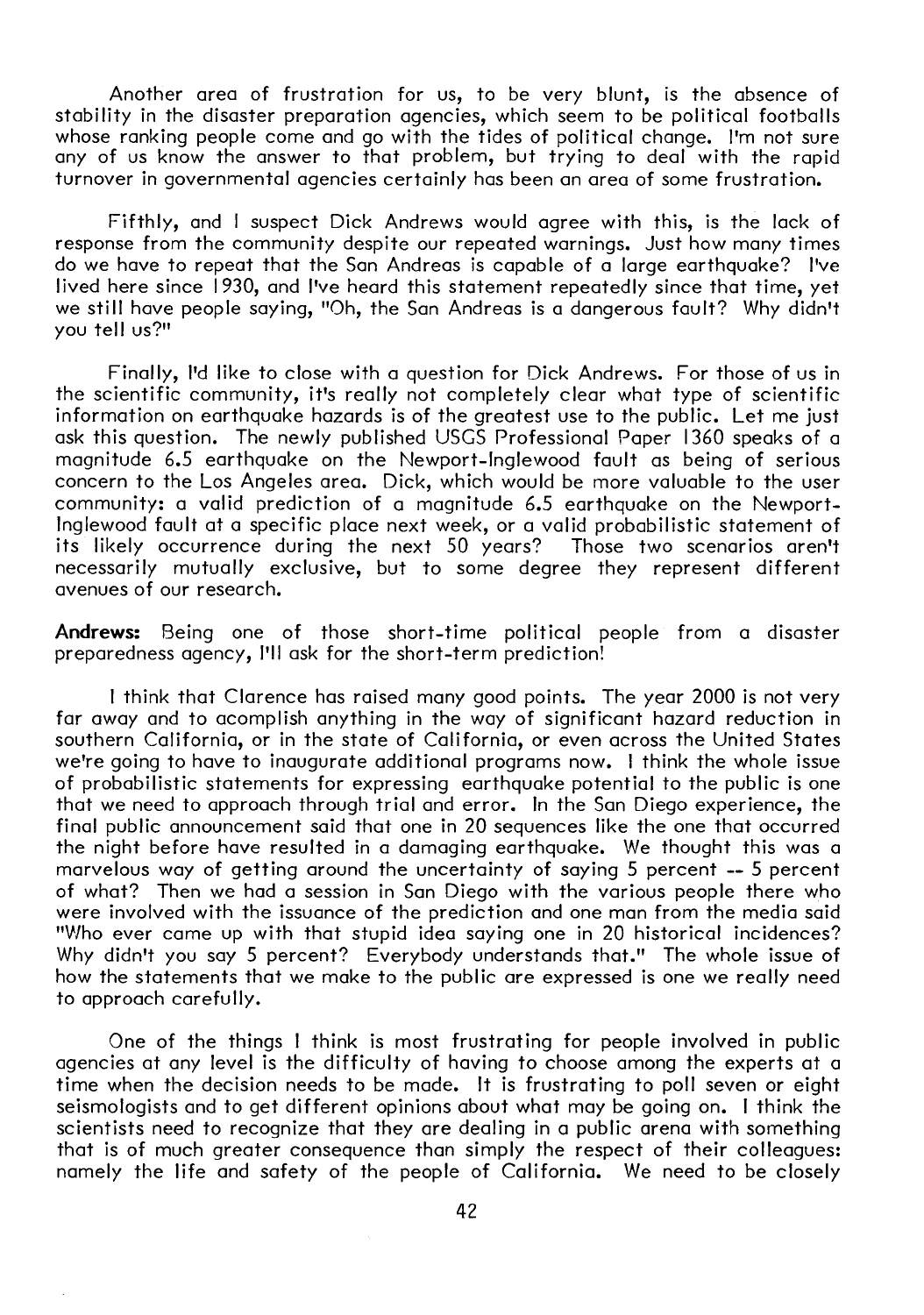Another area of frustration for us, to be very blunt, is the absence of stability in the disaster preparation agencies, which seem to be political footballs whose ranking people come and go with the tides of political change. I'm not sure any of us know the answer to that problem, but trying to deal with the rapid turnover in governmental agencies certainly has been an area of some frustration.

Fifthly, and I suspect Dick Andrews would agree with this, is the lack of response from the community despite our repeated warnings. Just how many times do we have to repeat that the San Andreas is capable of a large earthquake? I've lived here since 1930, and I've heard this statement repeatedly since that time, yet we still have people saying, "Oh, the San Andreas is a dangerous fault? Why didn't you tell us?"

Finally, I'd like to close with a question for Dick Andrews. For those of us in the scientific community, it's really not completely clear what type of scientific information on earthquake hazards is of the greatest use to the public. Let me just ask this question. The newly published USGS Professional Paper 1360 speaks of a magnitude 6.5 earthquake on the Newport-Inglewood fault as being of serious concern to the Los Angeles area. Dick, which would be more valuable to the user community: a valid prediction of a magnitude 6.5 earthquake on the Newport-Inglewood fault at a specific place next week, or a valid probabilistic statement of its likely occurrence during the next 50 years? Those two scenarios aren't necessarily mutually exclusive, but to some degree they represent different avenues of our research.

**Andrews:** Being one of those short-time political people from a disaster preparedness agency, I'll ask for the short-term prediction!

I think that Clarence has raised many good points. The year 2000 is not very far away and to acomplish anything in the way of significant hazard reduction in southern California, or in the state of California, or even across the United States we're going to have to inaugurate additional programs now. I think the whole issue of probabilistic statements for expressing earthquake potential to the public is one that we need to approach through trial and error. In the San Diego experience, the final public announcement said that one in 20 sequences like the one that occurred the night before have resulted in a damaging earthquake. We thought this was a marvelous way of getting around the uncertainty of saying 5 percent -- 5 percent of what? Then we had a session in San Diego with the various people there who were involved with the issuance of the prediction and one man from the media said "Who ever came up with that stupid idea saying one in 20 historical incidences? Why didn't you say 5 percent? Everybody understands that." The whole issue of how the statements that we make to the public are expressed is one we really need to approach carefully.

One of the things I think is most frustrating for people involved in public agencies at any level is the difficulty of having to choose among the experts at a time when the decision needs to be made. It is frustrating to poll seven or eight seismologists and to get different opinions about what may be going on. I think the scientists need to recognize that they are dealing in a public arena with something that is of much greater consequence than simply the respect of their colleagues: namely the life and safety of the people of California. We need to be closely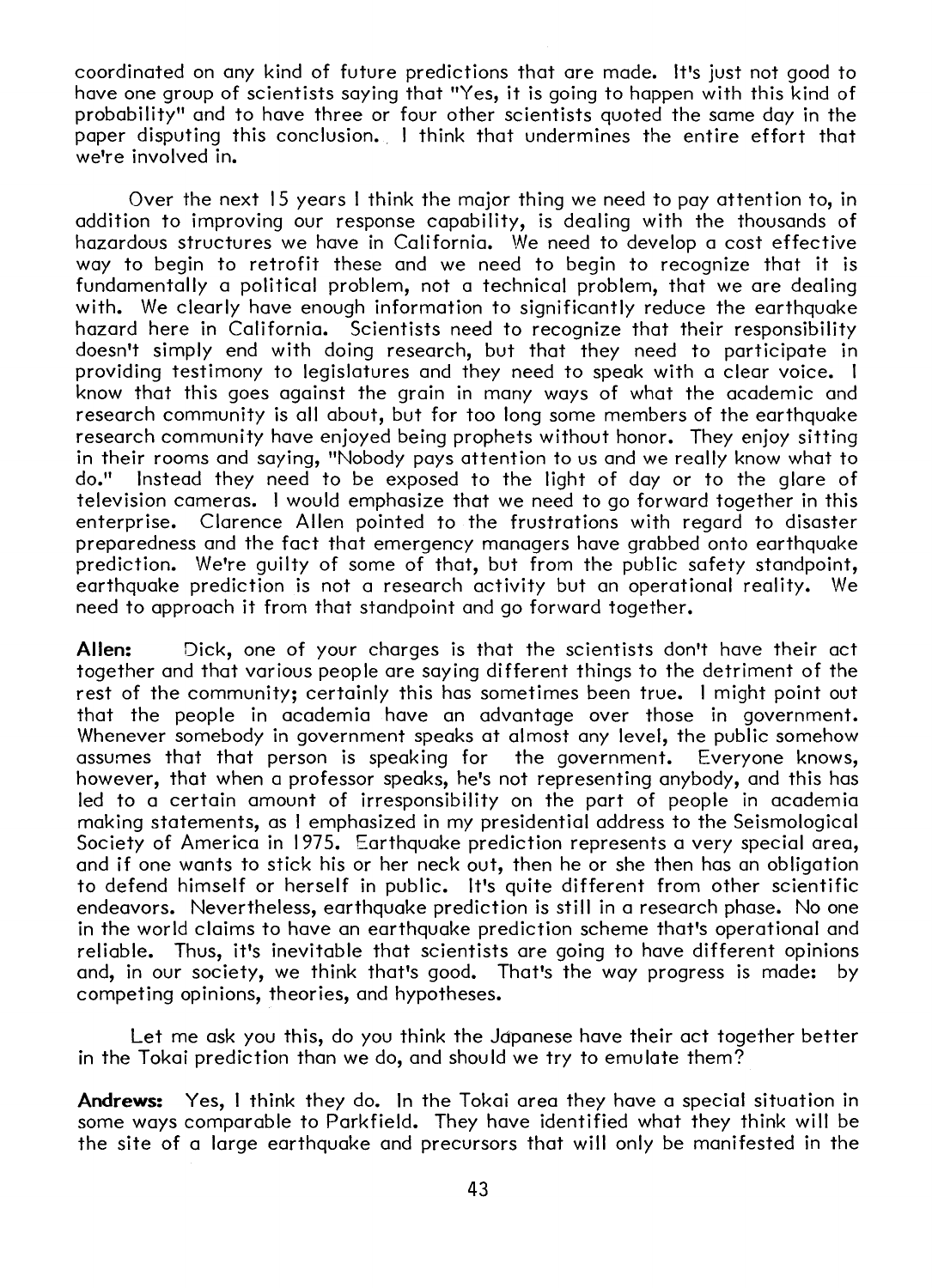coordinated on any kind of future predictions that are made. It's just not good to have one group of scientists saying that "Yes, it is going to happen with this kind of probability" and to have three or four other scientists quoted the same day in the paper disputing this conclusion. I think that undermines the entire effort that we're involved in.

Over the next 15 years I think the major thing we need to pay attention to, in addition to improving our response capability, is dealing with the thousands of hazardous structures we have in California. We need to develop a cost effective way to begin to retrofit these and we need to begin to recognize that it is fundamentally a political problem, not a technical problem, that we are dealing with. We clearly have enough information to significantly reduce the earthquake hazard here in California. Scientists need to recognize that their responsibility doesn't simply end with doing research, but that they need to participate in providing testimony to legislatures and they need to speak with a clear voice. I know that this goes against the grain in many ways of what the academic and research community is all about, but for too long some members of the earthquake research community have enjoyed being prophets without honor. They enjoy sitting in their rooms and saying, "Nobody pays attention to us and we really know what to do." Instead they need to be exposed to the light of day or to the glare of television cameras. I would emphasize that we need to go forward together in this enterprise. Clarence Allen pointed to the frustrations with regard to disaster preparedness and the fact that emergency managers have grabbed onto earthquake prediction. We're guilty of some of that, but from the public safety standpoint, earthquake prediction is not a research activity but an operational reality. We need to approach it from that standpoint and go forward together.

**Allen:** Dick, one of your charges is that the scientists don't have their act together and that various people are saying different things to the detriment of the rest of the community; certainly this has sometimes been true. I might point out that the people in academia have an advantage over those in government. Whenever somebody in government speaks at almost any level, the public somehow assumes that that person is speaking for the government. Everyone knows, however, that when a professor speaks, he's not representing anybody, and this has led to a certain amount of irresponsibility on the part of people in academia making statements, as I emphasized in my presidential address to the Seismological Society of America in 1975. Earthquake prediction represents a very special area, and if one wants to stick his or her neck out, then he or she then has an obligation to defend himself or herself in public. It's quite different from other scientific endeavors. Nevertheless, earthquake prediction is still in a research phase. No one in the world claims to have an earthquake prediction scheme that's operational and reliable. Thus, it's inevitable that scientists are going to have different opinions and, in our society, we think that's good. That's the way progress is made: by competing opinions, theories, and hypotheses.

Let me ask you this, do you think the Japanese have their act together better in the Tokai prediction than we do, and should we try to emulate them?

**Andrews:** Yes, I think they do. In the Tokai area they have a special situation in some ways comparable to Parkfield. They have identified what they think will be the site of a large earthquake and precursors that will only be manifested in the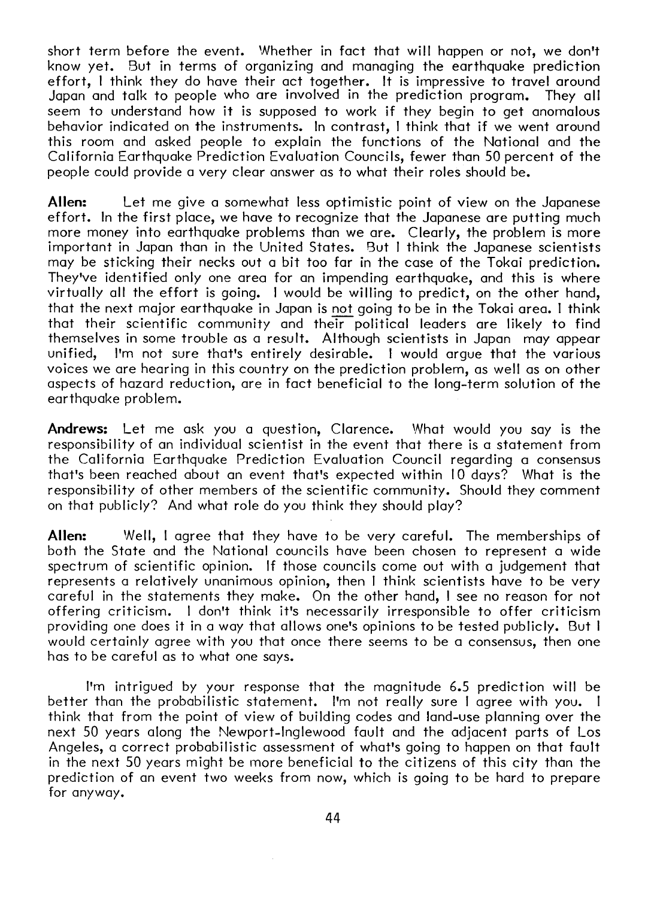short term before the event. Whether in fact that will happen or not, we don't know yet. But in terms of organizing and managing the earthquake prediction effort, I think they do have their act together. It is impressive to travel around Japan and talk to people who are involved in the prediction program. They all seem to understand how it is supposed to work if they begin to get anomalous behavior indicated on the instruments. In contrast, I think that if we went around this room and asked people to explain the functions of the National and the California Earthquake Prediction Evaluation Councils, fewer than 50 percent of the people could provide a very clear answer as to what their roles should be.

**Allen:** Let me give a somewhat less optimistic point of view on the Japanese effort. In the first place, we have to recognize that the Japanese are putting much more money into earthquake problems than we are. Clearly, the problem is more important in Japan than in the United States. But I think the Japanese scientists may be sticking their necks out a bit too far in the case of the Tokai prediction. They've identified only one area for an impending earthquake, and this is where virtually all the effort is going. I would be willing to predict, on the other hand, that the next major earthquake in Japan is not going to be in the Tokai area. I think that their scientific community and their political leaders are likely to find themselves in some trouble as a result. Although scientists in Japan may appear unified, I'm not sure that's entirely desirable. I would argue that the various voices we are hearing in this country on the prediction problem, as well as on other aspects of hazard reduction, are in fact beneficial to the long-term solution of the earthquake problem.

**Andrews:** Let me ask you a question, Clarence. What would you say is the responsibility of an individual scientist in the event that there is a statement from the California Earthquake Prediction Evaluation Council regarding a consensus that's been reached about an event that's expected within 10 days? What is the responsibility of other members of the scientific community. Should they comment on that publicly? And what role do you think they should play?

**Allen:** Well, I agree that they have to be very careful. The memberships of both the State and the National councils have been chosen to represent a wide spectrum of scientific opinion. If those councils come out with a judgement that represents a relatively unanimous opinion, then I think scientists have to be very careful in the statements they make. On the other hand, I see no reason for not offering criticism. I don't think it's necessarily irresponsible to offer criticism providing one does it in a way that allows one's opinions to be tested publicly. But I would certainly agree with you that once there seems to be a consensus, then one has to be careful as to what one says.

I'm intrigued by your response that the magnitude 6.5 prediction will be better than the probabilistic statement. I'm not really sure I agree with you. I think that from the point of view of building codes and land-use planning over the next 50 years along the Newport-Inglewood fault and the adjacent parts of Los Angeles, a correct probabilistic assessment of what's going to happen on that fault in the next 50 years might be more beneficial to the citizens of this city than the prediction of an event two weeks from now, which is going to be hard to prepare for anyway.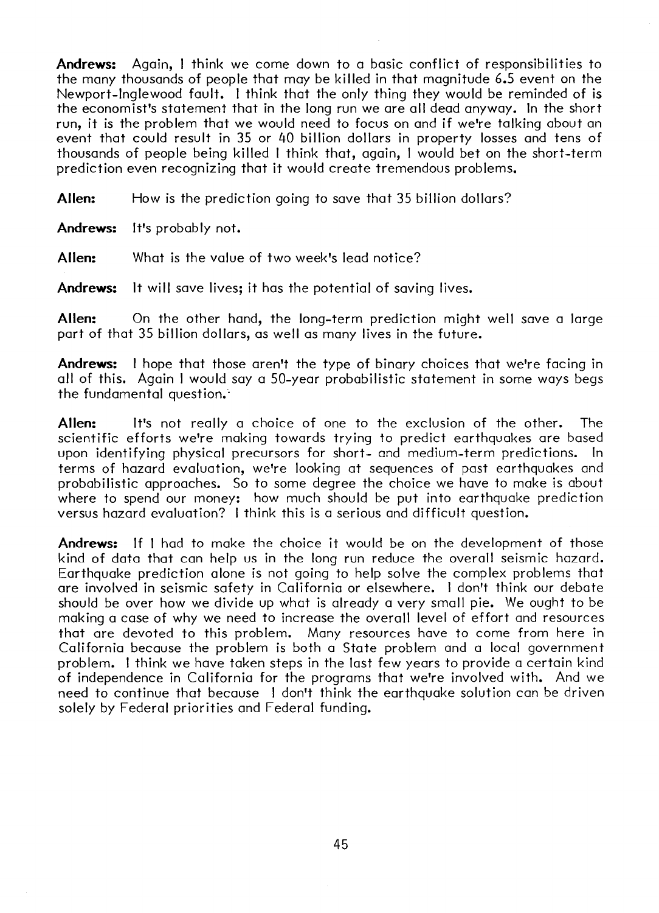**Andrews:** Again, I think we come down to a basic conflict of responsibilities to the many thousands of people that may be killed in that magnitude 6.5 event on the Newport-Inglewood fault. I think that the only thing they would be reminded of is the economist's statement that in the long run we are all dead anyway. In the short run, it is the problem that we would need to focus on and if we're talking about an event that could result in 35 or 40 billion dollars in property losses and tens of thousands of people being killed I think that, again, I would bet on the short-term prediction even recognizing that it would create tremendous problems.

**Allen:** How is the prediction going to save that 35 billion dollars?

**Andrews:** It's probably not.

**Allen:** What is the value of two week's lead notice?

**Andrews:** It will save lives; it has the potential of saving lives.

**Allen:** On the other hand, the long-term prediction might well save a large part of that 35 billion dollars, as well as many lives in the future.

**Andrews:** I hope that those aren't the type of binary choices that we're facing in all of this. Again I would say a 50-year probabilistic statement in some ways begs the fundamental question.

**Allen:** It's not really a choice of one to the exclusion of the other. The scientific efforts we're making towards trying to predict earthquakes are based upon identifying physical precursors for short- and medium-term predictions. In terms of hazard evaluation, we're looking at sequences of past earthquakes and probabilistic approaches. So to some degree the choice we have to make is about where to spend our money: how much should be put into earthquake prediction versus hazard evaluation? I think this is a serious and difficult question.

**Andrews:** If I had to make the choice it would be on the development of those kind of data that can help us in the long run reduce the overall seismic hazard. Earthquake prediction alone is not going to help solve the complex problems that are involved in seismic safety in California or elsewhere. I don't think our debate should be over how we divide up what is already a very small pie. We ought to be making a case of why we need to increase the overall level of effort and resources that are devoted to this problem. Many resources have to come from here in California because the problem is both a State problem and a local government problem. I think we have taken steps in the last few years to provide a certain kind of independence in California for the programs that we're involved with. And we need to continue that because I don't think the earthquake solution can be driven solely by Federal priorities and Federal funding.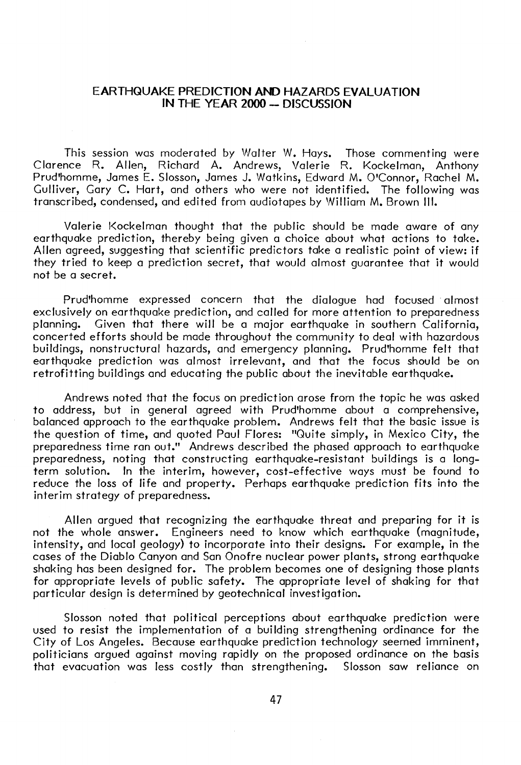# EARTHQUAKE PREDICTION AND HAZARDS EVALUATION IN THE YEAR 2000 — DISCUSSION

This session was moderated by Walter W. Hays. Those commenting were Clarence R. Allen, Richard A. Andrews, Valerie R. Kockelman, Anthony Prud'homme, James E. Slosson, James J. Watkins, Edward M. O'Connor, Rachel M. Gulliver, Gary C. Hart, and others who were not identified. The following was transcribed, condensed, and edited from audiotapes by William M. Brown III.

Valerie Kockelman thought that the public should be made aware of any earthquake prediction, thereby being given a choice about what actions to take. Allen agreed, suggesting that scientific predictors take a realistic point of view: if they tried to keep a prediction secret, that would almost guarantee that it would not be a secret.

Prud'homme expressed concern that the dialogue had focused almost exclusively on earthquake prediction, and called for more attention to preparedness planning. Given that there will be a major earthquake in southern California, concerted efforts should be made throughout the community to deal with hazardous buildings, nonstructural hazards, and emergency planning. Prud'homme felt that earthquake prediction was almost irrelevant, and that the focus should be on retrofitting buildings and educating the public about the inevitable earthquake.

Andrews noted that the focus on prediction arose from the topic he was asked to address, but in general agreed with Prud'homme about a comprehensive, balanced approach to the earthquake problem. Andrews felt that the basic issue is the question of time, and quoted Paul Flores: "Quite simply, in Mexico City, the preparedness time ran out." Andrews described the phased approach to earthquake preparedness, noting that constructing earthquake-resistant buildings is a long-term solution. In the interim, however, cost-effective ways must be found to reduce the loss of life and property. Perhaps earthquake prediction fits into the interim strategy of preparedness.

Allen argued that recognizing the earthquake threat and preparing for it is not the whole answer. Engineers need to know which earthquake (magnitude, intensity, and local geology) to incorporate into their designs. For example, in the cases of the Diablo Canyon and San Onofre nuclear power plants, strong earthquake shaking has been designed for. The problem becomes one of designing those plants for appropriate levels of public safety. The appropriate level of shaking for that particular design is determined by geotechnical investigation.

Slosson noted that political perceptions about earthquake prediction were used to resist the implementation of a building strengthening ordinance for the City of Los Angeles. Because earthquake prediction technology seemed imminent, politicians argued against moving rapidly on the proposed ordinance on the basis that evacuation was less costly than strengthening. Slosson saw reliance on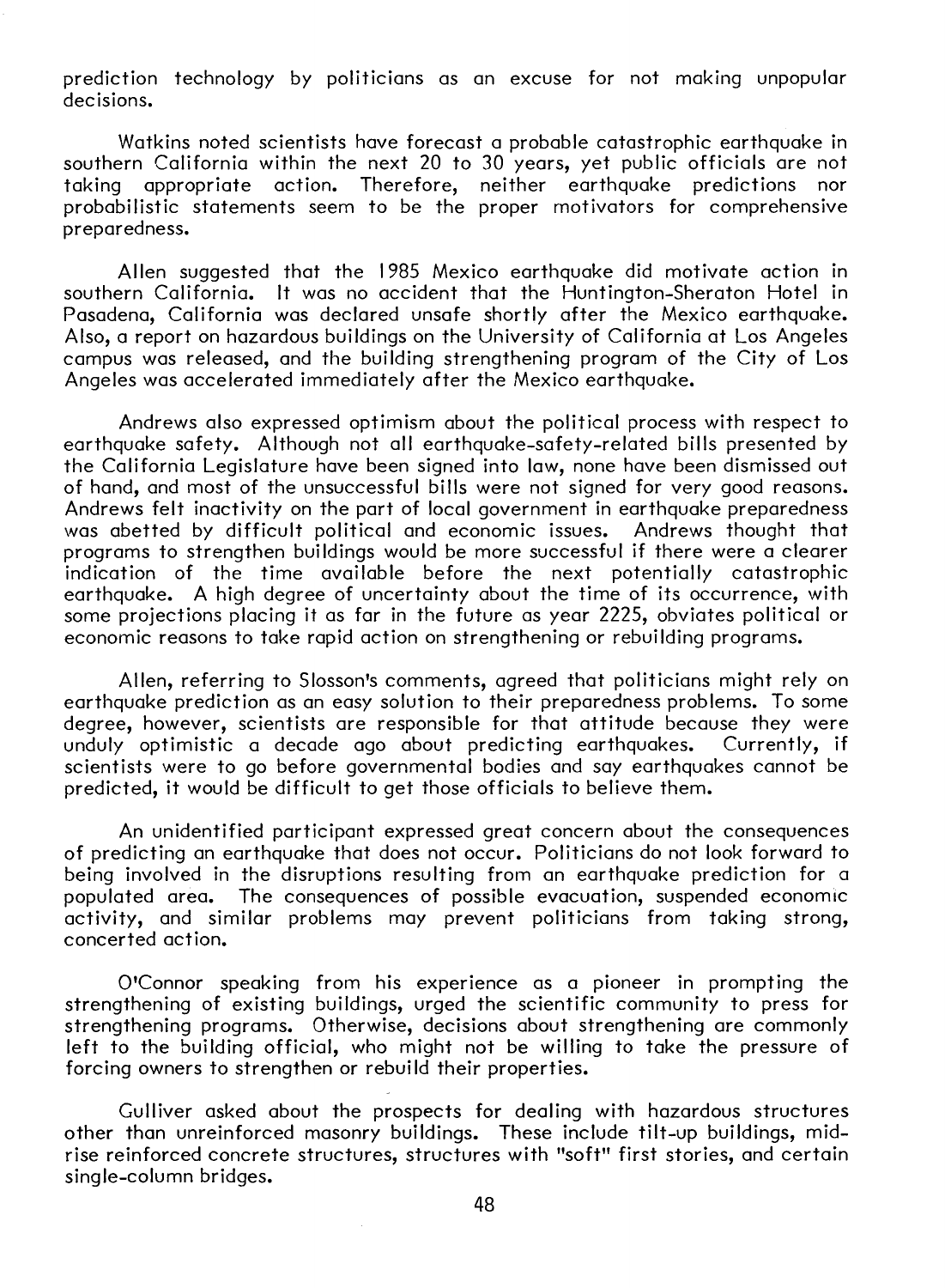prediction technology by politicians as an excuse for not making unpopular decisions.

Watkins noted scientists have forecast a probable catastrophic earthquake in southern California within the next 20 to 30 years, yet public officials are not taking appropriate action. Therefore, neither earthquake predictions nor probabilistic statements seem to be the proper motivators for comprehensive preparedness.

Allen suggested that the 1985 Mexico earthquake did motivate action in southern California. It was no accident that the Huntington-Sheraton Hotel in Pasadena, California was declared unsafe shortly after the Mexico earthquake. Also, a report on hazardous buildings on the University of California at Los Angeles campus was released, and the building strengthening program of the City of Los Angeles was accelerated immediately after the Mexico earthquake.

Andrews also expressed optimism about the political process with respect to earthquake safety. Although not all earthquake-safety-related bills presented by the California Legislature have been signed into law, none have been dismissed out of hand, and most of the unsuccessful bills were not signed for very good reasons. Andrews felt inactivity on the part of local government in earthquake preparedness was abetted by difficult political and economic issues. Andrews thought that programs to strengthen buildings would be more successful if there were a clearer indication of the time available before the next potentially catastrophic earthquake. A high degree of uncertainty about the time of its occurrence, with some projections placing it as far in the future as year 2225, obviates political or economic reasons to take rapid action on strengthening or rebuilding programs.

Allen, referring to Slosson's comments, agreed that politicians might rely on earthquake prediction as an easy solution to their preparedness problems. To some degree, however, scientists are responsible for that attitude because they were unduly optimistic a decade ago about predicting earthquakes. Currently, if scientists were to go before governmental bodies and say earthquakes cannot be predicted, it would be difficult to get those officials to believe them.

An unidentified participant expressed great concern about the consequences of predicting an earthquake that does not occur. Politicians do not look forward to being involved in the disruptions resulting from an earthquake prediction for a populated area. The consequences of possible evacuation, suspended economic activity, and similar problems may prevent politicians from taking strong, concerted action.

O'Connor speaking from his experience as a pioneer in prompting the strengthening of existing buildings, urged the scientific community to press for strengthening programs. Otherwise, decisions about strengthening are commonly left to the building official, who might not be willing to take the pressure of forcing owners to strengthen or rebuild their properties.

Gulliver asked about the prospects for dealing with hazardous structures other than unreinforced masonry buildings. These include tilt-up buildings, mid-rise reinforced concrete structures, structures with "soft" first stories, and certain single-column bridges.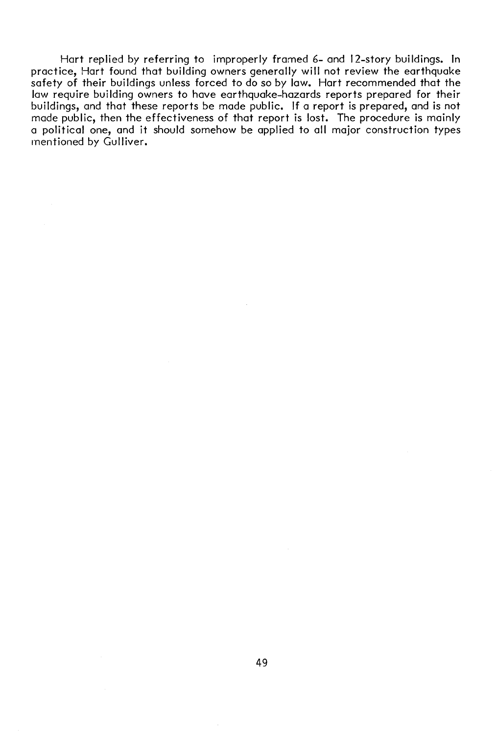Hart replied by referring to improperly framed 6- and 12-story buildings. In practice, Hart found that building owners generally will not review the earthquake safety of their buildings unless forced to do so by law. Hart recommended that the law require building owners to have earthquake-hazards reports prepared for their buildings, and that these reports be made public. If a report is prepared, and is not made public, then the effectiveness of that report is lost. The procedure is mainly a political one, and it should somehow be applied to all major construction types mentioned by Gulliver.